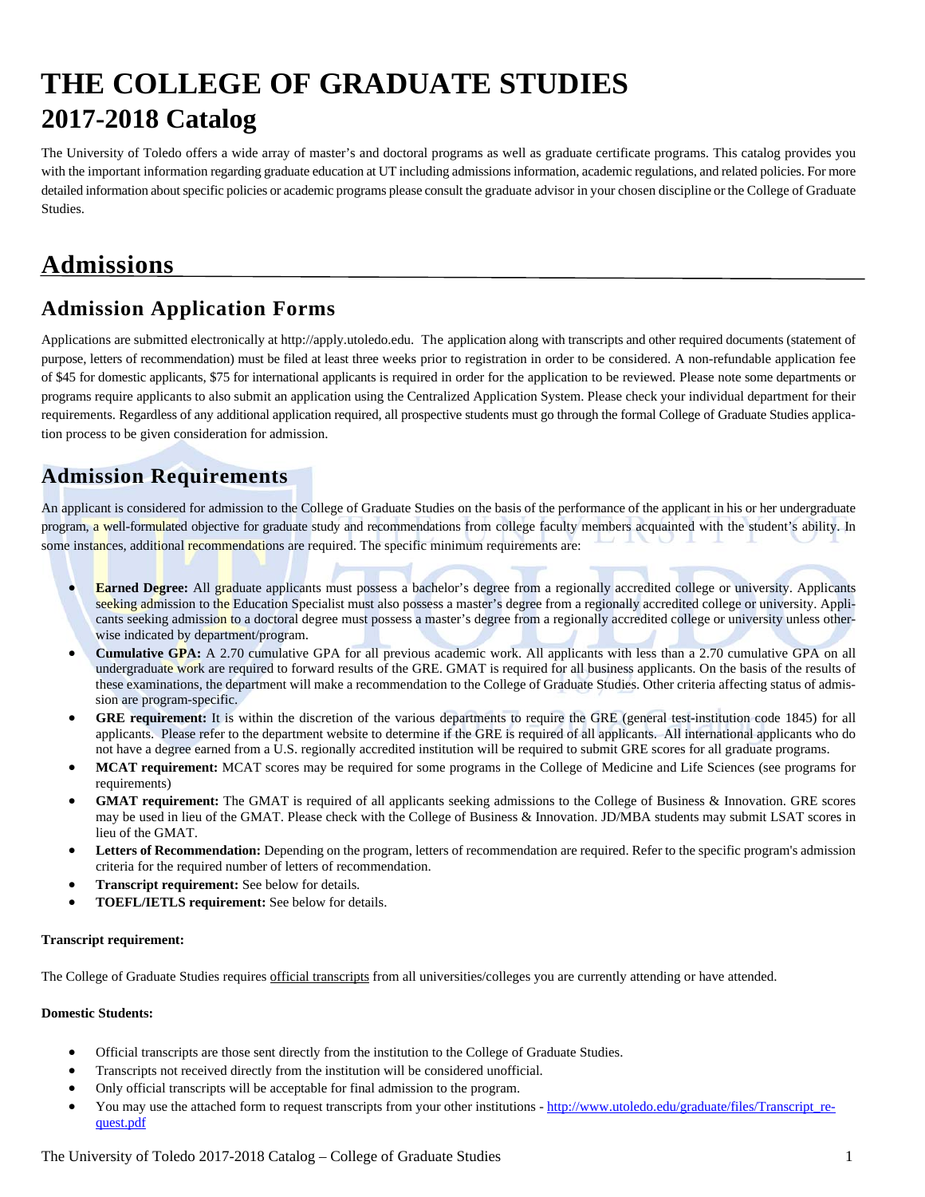# THE COLLEGE OF GRADUATE STUDIES
# 2017-2018 Catalog

The University of Toledo offers a wide array of master's and doctoral programs as well as graduate certificate programs. This catalog provides you with the important information regarding graduate education at UT including admissions information, academic regulations, and related policies. For more detailed information about specific policies or academic programs please consult the graduate advisor in your chosen discipline or the College of Graduate Studies.

## Admissions

### Admission Application Forms

Applications are submitted electronically at http://apply.utoledo.edu. The application along with transcripts and other required documents (statement of purpose, letters of recommendation) must be filed at least three weeks prior to registration in order to be considered. A non-refundable application fee of $45 for domestic applicants, $75 for international applicants is required in order for the application to be reviewed. Please note some departments or programs require applicants to also submit an application using the Centralized Application System. Please check your individual department for their requirements. Regardless of any additional application required, all prospective students must go through the formal College of Graduate Studies application process to be given consideration for admission.

### Admission Requirements

An applicant is considered for admission to the College of Graduate Studies on the basis of the performance of the applicant in his or her undergraduate program, a well-formulated objective for graduate study and recommendations from college faculty members acquainted with the student's ability. In some instances, additional recommendations are required. The specific minimum requirements are:

- **Earned Degree:** All graduate applicants must possess a bachelor's degree from a regionally accredited college or university. Applicants seeking admission to the Education Specialist must also possess a master's degree from a regionally accredited college or university. Applicants seeking admission to a doctoral degree must possess a master's degree from a regionally accredited college or university unless otherwise indicated by department/program.
- **Cumulative GPA:** A 2.70 cumulative GPA for all previous academic work. All applicants with less than a 2.70 cumulative GPA on all undergraduate work are required to forward results of the GRE. GMAT is required for all business applicants. On the basis of the results of these examinations, the department will make a recommendation to the College of Graduate Studies. Other criteria affecting status of admission are program-specific.
- **GRE requirement:** It is within the discretion of the various departments to require the GRE (general test-institution code 1845) for all applicants. Please refer to the department website to determine if the GRE is required of all applicants. All international applicants who do not have a degree earned from a U.S. regionally accredited institution will be required to submit GRE scores for all graduate programs.
- **MCAT requirement:** MCAT scores may be required for some programs in the College of Medicine and Life Sciences (see programs for requirements)
- **GMAT requirement:** The GMAT is required of all applicants seeking admissions to the College of Business & Innovation. GRE scores may be used in lieu of the GMAT. Please check with the College of Business & Innovation. JD/MBA students may submit LSAT scores in lieu of the GMAT.
- **Letters of Recommendation:** Depending on the program, letters of recommendation are required. Refer to the specific program's admission criteria for the required number of letters of recommendation.
- **Transcript requirement:** See below for details.
- **TOEFL/IETLS requirement:** See below for details.

**Transcript requirement:**

The College of Graduate Studies requires official transcripts from all universities/colleges you are currently attending or have attended.

**Domestic Students:**

- Official transcripts are those sent directly from the institution to the College of Graduate Studies.
- Transcripts not received directly from the institution will be considered unofficial.
- Only official transcripts will be acceptable for final admission to the program.
- You may use the attached form to request transcripts from your other institutions - [http://www.utoledo.edu/graduate/files/Transcript_request.pdf](http://www.utoledo.edu/graduate/files/Transcript_request.pdf)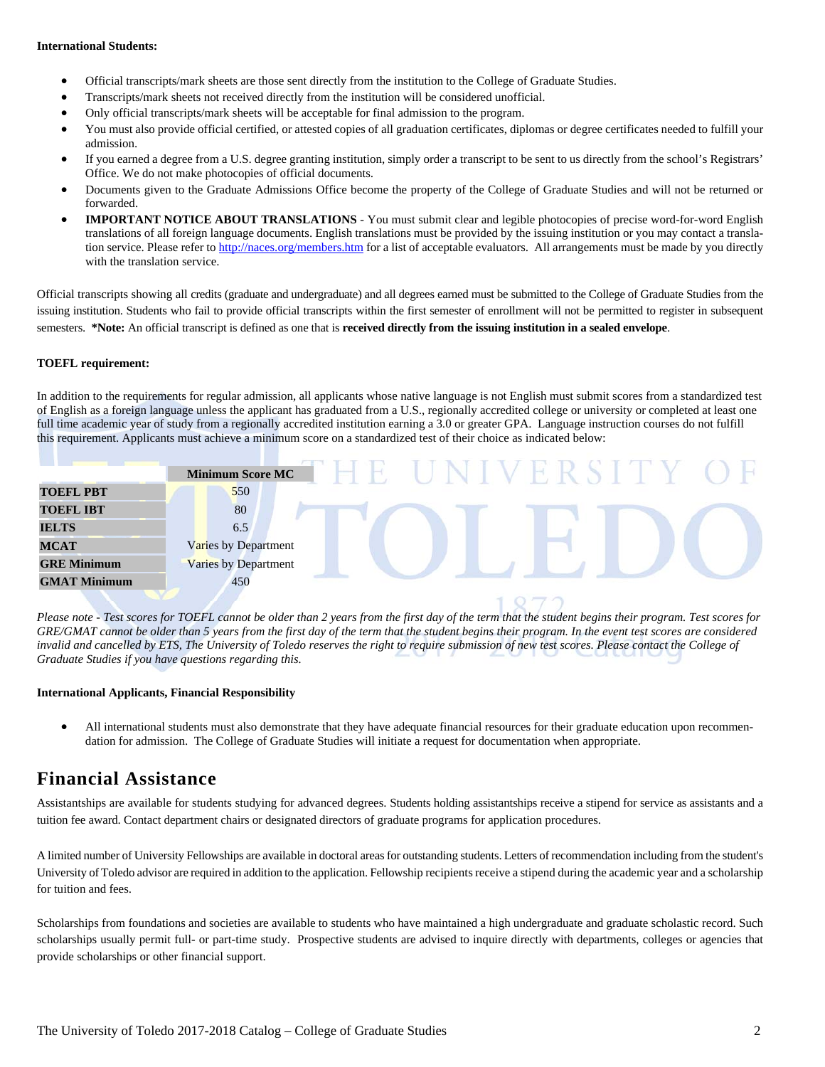**International Students:**

- Official transcripts/mark sheets are those sent directly from the institution to the College of Graduate Studies.
- Transcripts/mark sheets not received directly from the institution will be considered unofficial.
- Only official transcripts/mark sheets will be acceptable for final admission to the program.
- You must also provide official certified, or attested copies of all graduation certificates, diplomas or degree certificates needed to fulfill your admission.
- If you earned a degree from a U.S. degree granting institution, simply order a transcript to be sent to us directly from the school's Registrars' Office. We do not make photocopies of official documents.
- Documents given to the Graduate Admissions Office become the property of the College of Graduate Studies and will not be returned or forwarded.
- **IMPORTANT NOTICE ABOUT TRANSLATIONS** - You must submit clear and legible photocopies of precise word-for-word English translations of all foreign language documents. English translations must be provided by the issuing institution or you may contact a translation service. Please refer to http://naces.org/members.htm for a list of acceptable evaluators. All arrangements must be made by you directly with the translation service.

Official transcripts showing all credits (graduate and undergraduate) and all degrees earned must be submitted to the College of Graduate Studies from the issuing institution. Students who fail to provide official transcripts within the first semester of enrollment will not be permitted to register in subsequent semesters. ***Note:** An official transcript is defined as one that is **received directly from the issuing institution in a sealed envelope**.

**TOEFL requirement:**

In addition to the requirements for regular admission, all applicants whose native language is not English must submit scores from a standardized test of English as a foreign language unless the applicant has graduated from a U.S., regionally accredited college or university or completed at least one full time academic year of study from a regionally accredited institution earning a 3.0 or greater GPA. Language instruction courses do not fulfill this requirement. Applicants must achieve a minimum score on a standardized test of their choice as indicated below:

| | Minimum Score MC |
|---|---|
| **TOEFL PBT** | 550 |
| **TOEFL IBT** | 80 |
| **IELTS** | 6.5 |
| **MCAT** | Varies by Department |
| **GRE Minimum** | Varies by Department |
| **GMAT Minimum** | 450 |

*Please note - Test scores for TOEFL cannot be older than 2 years from the first day of the term that the student begins their program. Test scores for GRE/GMAT cannot be older than 5 years from the first day of the term that the student begins their program. In the event test scores are considered invalid and cancelled by ETS, The University of Toledo reserves the right to require submission of new test scores. Please contact the College of Graduate Studies if you have questions regarding this.*

**International Applicants, Financial Responsibility**

- All international students must also demonstrate that they have adequate financial resources for their graduate education upon recommendation for admission. The College of Graduate Studies will initiate a request for documentation when appropriate.

## Financial Assistance

Assistantships are available for students studying for advanced degrees. Students holding assistantships receive a stipend for service as assistants and a tuition fee award. Contact department chairs or designated directors of graduate programs for application procedures.

A limited number of University Fellowships are available in doctoral areas for outstanding students. Letters of recommendation including from the student's University of Toledo advisor are required in addition to the application. Fellowship recipients receive a stipend during the academic year and a scholarship for tuition and fees.

Scholarships from foundations and societies are available to students who have maintained a high undergraduate and graduate scholastic record. Such scholarships usually permit full- or part-time study. Prospective students are advised to inquire directly with departments, colleges or agencies that provide scholarships or other financial support.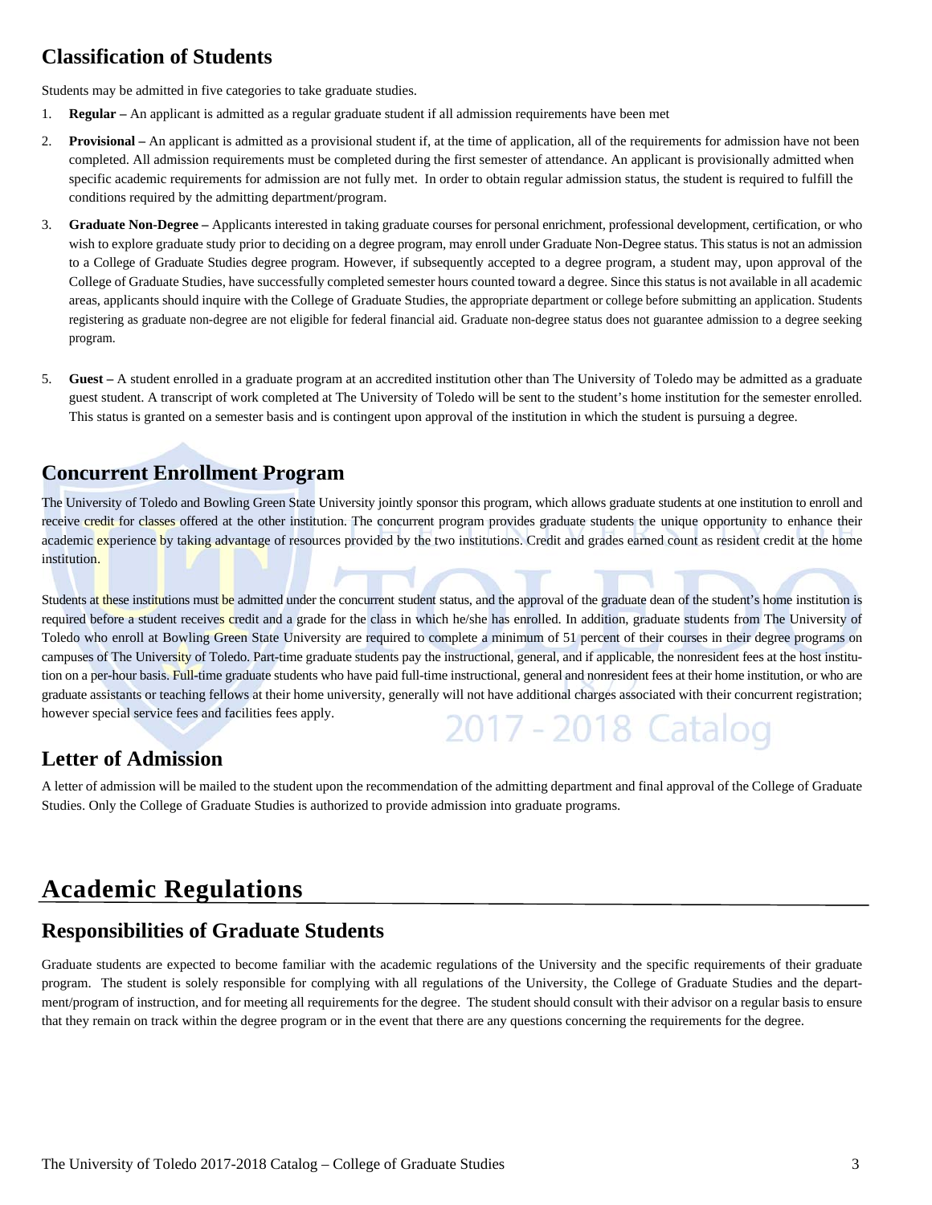## Classification of Students

Students may be admitted in five categories to take graduate studies.

1. **Regular –** An applicant is admitted as a regular graduate student if all admission requirements have been met

2. **Provisional –** An applicant is admitted as a provisional student if, at the time of application, all of the requirements for admission have not been completed. All admission requirements must be completed during the first semester of attendance. An applicant is provisionally admitted when specific academic requirements for admission are not fully met. In order to obtain regular admission status, the student is required to fulfill the conditions required by the admitting department/program.

3. **Graduate Non-Degree –** Applicants interested in taking graduate courses for personal enrichment, professional development, certification, or who wish to explore graduate study prior to deciding on a degree program, may enroll under Graduate Non-Degree status. This status is not an admission to a College of Graduate Studies degree program. However, if subsequently accepted to a degree program, a student may, upon approval of the College of Graduate Studies, have successfully completed semester hours counted toward a degree. Since this status is not available in all academic areas, applicants should inquire with the College of Graduate Studies, the appropriate department or college before submitting an application. Students registering as graduate non-degree are not eligible for federal financial aid. Graduate non-degree status does not guarantee admission to a degree seeking program.

5. **Guest –** A student enrolled in a graduate program at an accredited institution other than The University of Toledo may be admitted as a graduate guest student. A transcript of work completed at The University of Toledo will be sent to the student's home institution for the semester enrolled. This status is granted on a semester basis and is contingent upon approval of the institution in which the student is pursuing a degree.

## Concurrent Enrollment Program

The University of Toledo and Bowling Green State University jointly sponsor this program, which allows graduate students at one institution to enroll and receive credit for classes offered at the other institution. The concurrent program provides graduate students the unique opportunity to enhance their academic experience by taking advantage of resources provided by the two institutions. Credit and grades earned count as resident credit at the home institution.

Students at these institutions must be admitted under the concurrent student status, and the approval of the graduate dean of the student's home institution is required before a student receives credit and a grade for the class in which he/she has enrolled. In addition, graduate students from The University of Toledo who enroll at Bowling Green State University are required to complete a minimum of 51 percent of their courses in their degree programs on campuses of The University of Toledo. Part-time graduate students pay the instructional, general, and if applicable, the nonresident fees at the host institution on a per-hour basis. Full-time graduate students who have paid full-time instructional, general and nonresident fees at their home institution, or who are graduate assistants or teaching fellows at their home university, generally will not have additional charges associated with their concurrent registration; however special service fees and facilities fees apply.

## Letter of Admission

A letter of admission will be mailed to the student upon the recommendation of the admitting department and final approval of the College of Graduate Studies. Only the College of Graduate Studies is authorized to provide admission into graduate programs.

# Academic Regulations

## Responsibilities of Graduate Students

Graduate students are expected to become familiar with the academic regulations of the University and the specific requirements of their graduate program. The student is solely responsible for complying with all regulations of the University, the College of Graduate Studies and the department/program of instruction, and for meeting all requirements for the degree. The student should consult with their advisor on a regular basis to ensure that they remain on track within the degree program or in the event that there are any questions concerning the requirements for the degree.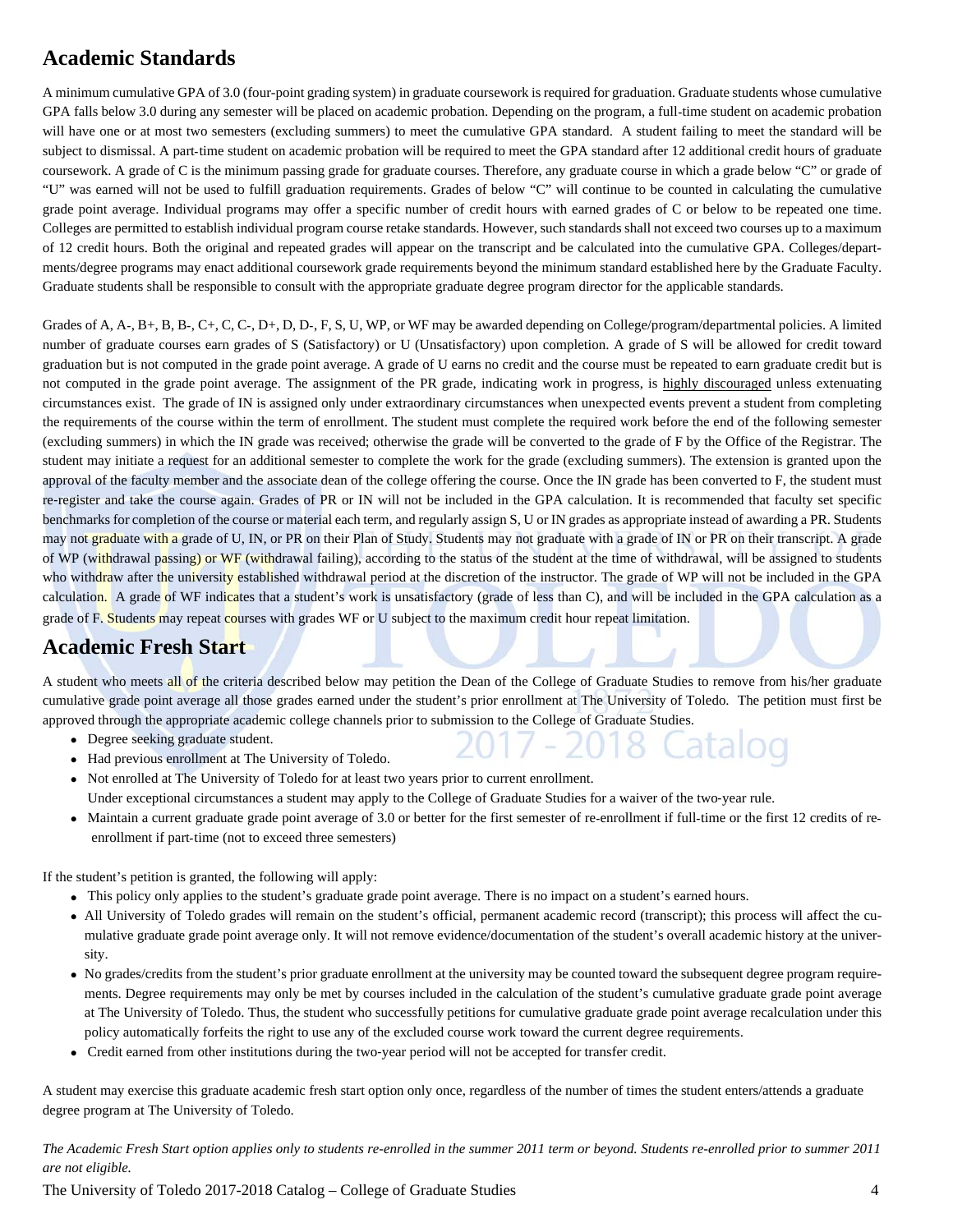## Academic Standards

A minimum cumulative GPA of 3.0 (four-point grading system) in graduate coursework is required for graduation. Graduate students whose cumulative GPA falls below 3.0 during any semester will be placed on academic probation. Depending on the program, a full-time student on academic probation will have one or at most two semesters (excluding summers) to meet the cumulative GPA standard. A student failing to meet the standard will be subject to dismissal. A part-time student on academic probation will be required to meet the GPA standard after 12 additional credit hours of graduate coursework. A grade of C is the minimum passing grade for graduate courses. Therefore, any graduate course in which a grade below "C" or grade of "U" was earned will not be used to fulfill graduation requirements. Grades of below "C" will continue to be counted in calculating the cumulative grade point average. Individual programs may offer a specific number of credit hours with earned grades of C or below to be repeated one time. Colleges are permitted to establish individual program course retake standards. However, such standards shall not exceed two courses up to a maximum of 12 credit hours. Both the original and repeated grades will appear on the transcript and be calculated into the cumulative GPA. Colleges/departments/degree programs may enact additional coursework grade requirements beyond the minimum standard established here by the Graduate Faculty. Graduate students shall be responsible to consult with the appropriate graduate degree program director for the applicable standards.

Grades of A, A-, B+, B, B-, C+, C, C-, D+, D, D-, F, S, U, WP, or WF may be awarded depending on College/program/departmental policies. A limited number of graduate courses earn grades of S (Satisfactory) or U (Unsatisfactory) upon completion. A grade of S will be allowed for credit toward graduation but is not computed in the grade point average. A grade of U earns no credit and the course must be repeated to earn graduate credit but is not computed in the grade point average. The assignment of the PR grade, indicating work in progress, is highly discouraged unless extenuating circumstances exist. The grade of IN is assigned only under extraordinary circumstances when unexpected events prevent a student from completing the requirements of the course within the term of enrollment. The student must complete the required work before the end of the following semester (excluding summers) in which the IN grade was received; otherwise the grade will be converted to the grade of F by the Office of the Registrar. The student may initiate a request for an additional semester to complete the work for the grade (excluding summers). The extension is granted upon the approval of the faculty member and the associate dean of the college offering the course. Once the IN grade has been converted to F, the student must re-register and take the course again. Grades of PR or IN will not be included in the GPA calculation. It is recommended that faculty set specific benchmarks for completion of the course or material each term, and regularly assign S, U or IN grades as appropriate instead of awarding a PR. Students may not graduate with a grade of U, IN, or PR on their Plan of Study. Students may not graduate with a grade of IN or PR on their transcript. A grade of WP (withdrawal passing) or WF (withdrawal failing), according to the status of the student at the time of withdrawal, will be assigned to students who withdraw after the university established withdrawal period at the discretion of the instructor. The grade of WP will not be included in the GPA calculation. A grade of WF indicates that a student's work is unsatisfactory (grade of less than C), and will be included in the GPA calculation as a grade of F. Students may repeat courses with grades WF or U subject to the maximum credit hour repeat limitation.

## Academic Fresh Start

A student who meets all of the criteria described below may petition the Dean of the College of Graduate Studies to remove from his/her graduate cumulative grade point average all those grades earned under the student's prior enrollment at The University of Toledo. The petition must first be approved through the appropriate academic college channels prior to submission to the College of Graduate Studies.

- Degree seeking graduate student.
- Had previous enrollment at The University of Toledo.
- Not enrolled at The University of Toledo for at least two years prior to current enrollment.
  Under exceptional circumstances a student may apply to the College of Graduate Studies for a waiver of the two-year rule.
- Maintain a current graduate grade point average of 3.0 or better for the first semester of re-enrollment if full-time or the first 12 credits of re-enrollment if part-time (not to exceed three semesters)

If the student's petition is granted, the following will apply:

- This policy only applies to the student's graduate grade point average. There is no impact on a student's earned hours.
- All University of Toledo grades will remain on the student's official, permanent academic record (transcript); this process will affect the cumulative graduate grade point average only. It will not remove evidence/documentation of the student's overall academic history at the university.
- No grades/credits from the student's prior graduate enrollment at the university may be counted toward the subsequent degree program requirements. Degree requirements may only be met by courses included in the calculation of the student's cumulative graduate grade point average at The University of Toledo. Thus, the student who successfully petitions for cumulative graduate grade point average recalculation under this policy automatically forfeits the right to use any of the excluded course work toward the current degree requirements.
- Credit earned from other institutions during the two-year period will not be accepted for transfer credit.

A student may exercise this graduate academic fresh start option only once, regardless of the number of times the student enters/attends a graduate degree program at The University of Toledo.

*The Academic Fresh Start option applies only to students re-enrolled in the summer 2011 term or beyond. Students re-enrolled prior to summer 2011 are not eligible.*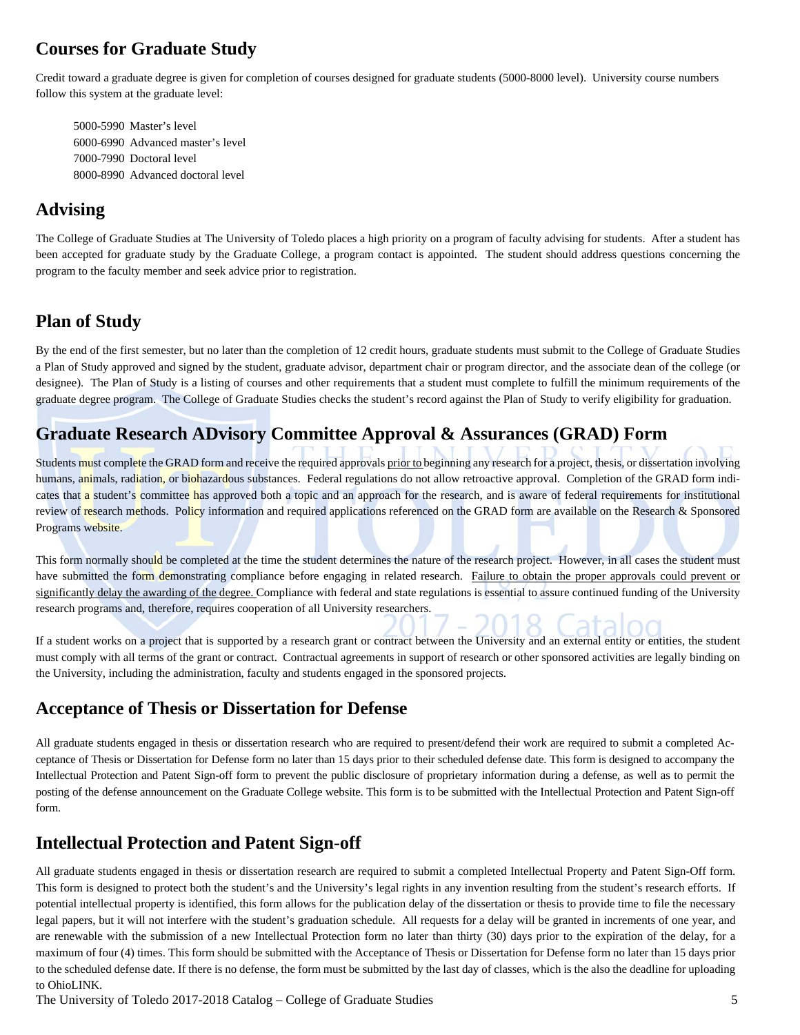## Courses for Graduate Study

Credit toward a graduate degree is given for completion of courses designed for graduate students (5000-8000 level). University course numbers follow this system at the graduate level:

5000-5990 Master's level
6000-6990 Advanced master's level
7000-7990 Doctoral level
8000-8990 Advanced doctoral level

## Advising

The College of Graduate Studies at The University of Toledo places a high priority on a program of faculty advising for students. After a student has been accepted for graduate study by the Graduate College, a program contact is appointed. The student should address questions concerning the program to the faculty member and seek advice prior to registration.

## Plan of Study

By the end of the first semester, but no later than the completion of 12 credit hours, graduate students must submit to the College of Graduate Studies a Plan of Study approved and signed by the student, graduate advisor, department chair or program director, and the associate dean of the college (or designee). The Plan of Study is a listing of courses and other requirements that a student must complete to fulfill the minimum requirements of the graduate degree program. The College of Graduate Studies checks the student's record against the Plan of Study to verify eligibility for graduation.

## Graduate Research ADvisory Committee Approval & Assurances (GRAD) Form

Students must complete the GRAD form and receive the required approvals prior to beginning any research for a project, thesis, or dissertation involving humans, animals, radiation, or biohazardous substances. Federal regulations do not allow retroactive approval. Completion of the GRAD form indicates that a student's committee has approved both a topic and an approach for the research, and is aware of federal requirements for institutional review of research methods. Policy information and required applications referenced on the GRAD form are available on the Research & Sponsored Programs website.

This form normally should be completed at the time the student determines the nature of the research project. However, in all cases the student must have submitted the form demonstrating compliance before engaging in related research. Failure to obtain the proper approvals could prevent or significantly delay the awarding of the degree. Compliance with federal and state regulations is essential to assure continued funding of the University research programs and, therefore, requires cooperation of all University researchers.

If a student works on a project that is supported by a research grant or contract between the University and an external entity or entities, the student must comply with all terms of the grant or contract. Contractual agreements in support of research or other sponsored activities are legally binding on the University, including the administration, faculty and students engaged in the sponsored projects.

## Acceptance of Thesis or Dissertation for Defense

All graduate students engaged in thesis or dissertation research who are required to present/defend their work are required to submit a completed Acceptance of Thesis or Dissertation for Defense form no later than 15 days prior to their scheduled defense date. This form is designed to accompany the Intellectual Protection and Patent Sign-off form to prevent the public disclosure of proprietary information during a defense, as well as to permit the posting of the defense announcement on the Graduate College website. This form is to be submitted with the Intellectual Protection and Patent Sign-off form.

## Intellectual Protection and Patent Sign-off

All graduate students engaged in thesis or dissertation research are required to submit a completed Intellectual Property and Patent Sign-Off form. This form is designed to protect both the student's and the University's legal rights in any invention resulting from the student's research efforts. If potential intellectual property is identified, this form allows for the publication delay of the dissertation or thesis to provide time to file the necessary legal papers, but it will not interfere with the student's graduation schedule. All requests for a delay will be granted in increments of one year, and are renewable with the submission of a new Intellectual Protection form no later than thirty (30) days prior to the expiration of the delay, for a maximum of four (4) times. This form should be submitted with the Acceptance of Thesis or Dissertation for Defense form no later than 15 days prior to the scheduled defense date. If there is no defense, the form must be submitted by the last day of classes, which is the also the deadline for uploading to OhioLINK.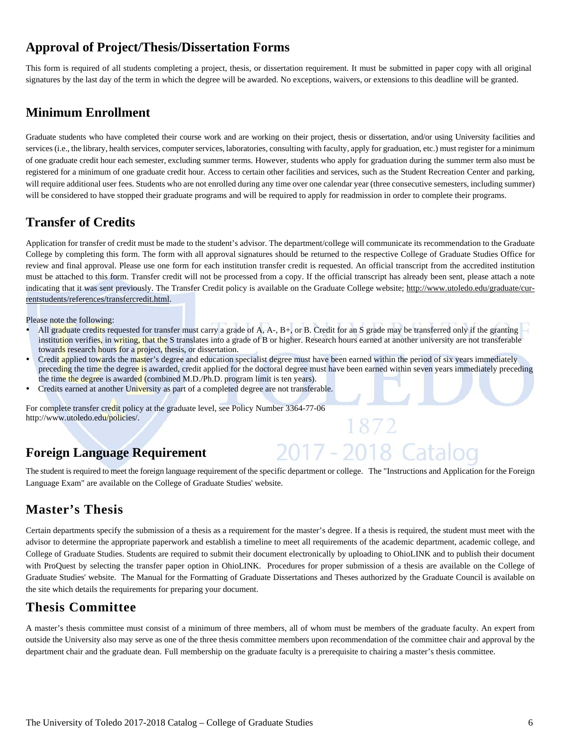## Approval of Project/Thesis/Dissertation Forms

This form is required of all students completing a project, thesis, or dissertation requirement. It must be submitted in paper copy with all original signatures by the last day of the term in which the degree will be awarded. No exceptions, waivers, or extensions to this deadline will be granted.

## Minimum Enrollment

Graduate students who have completed their course work and are working on their project, thesis or dissertation, and/or using University facilities and services (i.e., the library, health services, computer services, laboratories, consulting with faculty, apply for graduation, etc.) must register for a minimum of one graduate credit hour each semester, excluding summer terms. However, students who apply for graduation during the summer term also must be registered for a minimum of one graduate credit hour. Access to certain other facilities and services, such as the Student Recreation Center and parking, will require additional user fees. Students who are not enrolled during any time over one calendar year (three consecutive semesters, including summer) will be considered to have stopped their graduate programs and will be required to apply for readmission in order to complete their programs.

## Transfer of Credits

Application for transfer of credit must be made to the student's advisor. The department/college will communicate its recommendation to the Graduate College by completing this form. The form with all approval signatures should be returned to the respective College of Graduate Studies Office for review and final approval. Please use one form for each institution transfer credit is requested. An official transcript from the accredited institution must be attached to this form. Transfer credit will not be processed from a copy. If the official transcript has already been sent, please attach a note indicating that it was sent previously. The Transfer Credit policy is available on the Graduate College website; http://www.utoledo.edu/graduate/currentstudents/references/transfercredit.html.

Please note the following:

- All graduate credits requested for transfer must carry a grade of A, A-, B+, or B. Credit for an S grade may be transferred only if the granting institution verifies, in writing, that the S translates into a grade of B or higher. Research hours earned at another university are not transferable towards research hours for a project, thesis, or dissertation.
- Credit applied towards the master's degree and education specialist degree must have been earned within the period of six years immediately preceding the time the degree is awarded, credit applied for the doctoral degree must have been earned within seven years immediately preceding the time the degree is awarded (combined M.D./Ph.D. program limit is ten years).
- Credits earned at another University as part of a completed degree are not transferable.

For complete transfer credit policy at the graduate level, see Policy Number 3364-77-06 http://www.utoledo.edu/policies/.

## Foreign Language Requirement

The student is required to meet the foreign language requirement of the specific department or college. The "Instructions and Application for the Foreign Language Exam" are available on the College of Graduate Studies' website.

## Master's Thesis

Certain departments specify the submission of a thesis as a requirement for the master's degree. If a thesis is required, the student must meet with the advisor to determine the appropriate paperwork and establish a timeline to meet all requirements of the academic department, academic college, and College of Graduate Studies. Students are required to submit their document electronically by uploading to OhioLINK and to publish their document with ProQuest by selecting the transfer paper option in OhioLINK. Procedures for proper submission of a thesis are available on the College of Graduate Studies' website. The Manual for the Formatting of Graduate Dissertations and Theses authorized by the Graduate Council is available on the site which details the requirements for preparing your document.

## Thesis Committee

A master's thesis committee must consist of a minimum of three members, all of whom must be members of the graduate faculty. An expert from outside the University also may serve as one of the three thesis committee members upon recommendation of the committee chair and approval by the department chair and the graduate dean. Full membership on the graduate faculty is a prerequisite to chairing a master's thesis committee.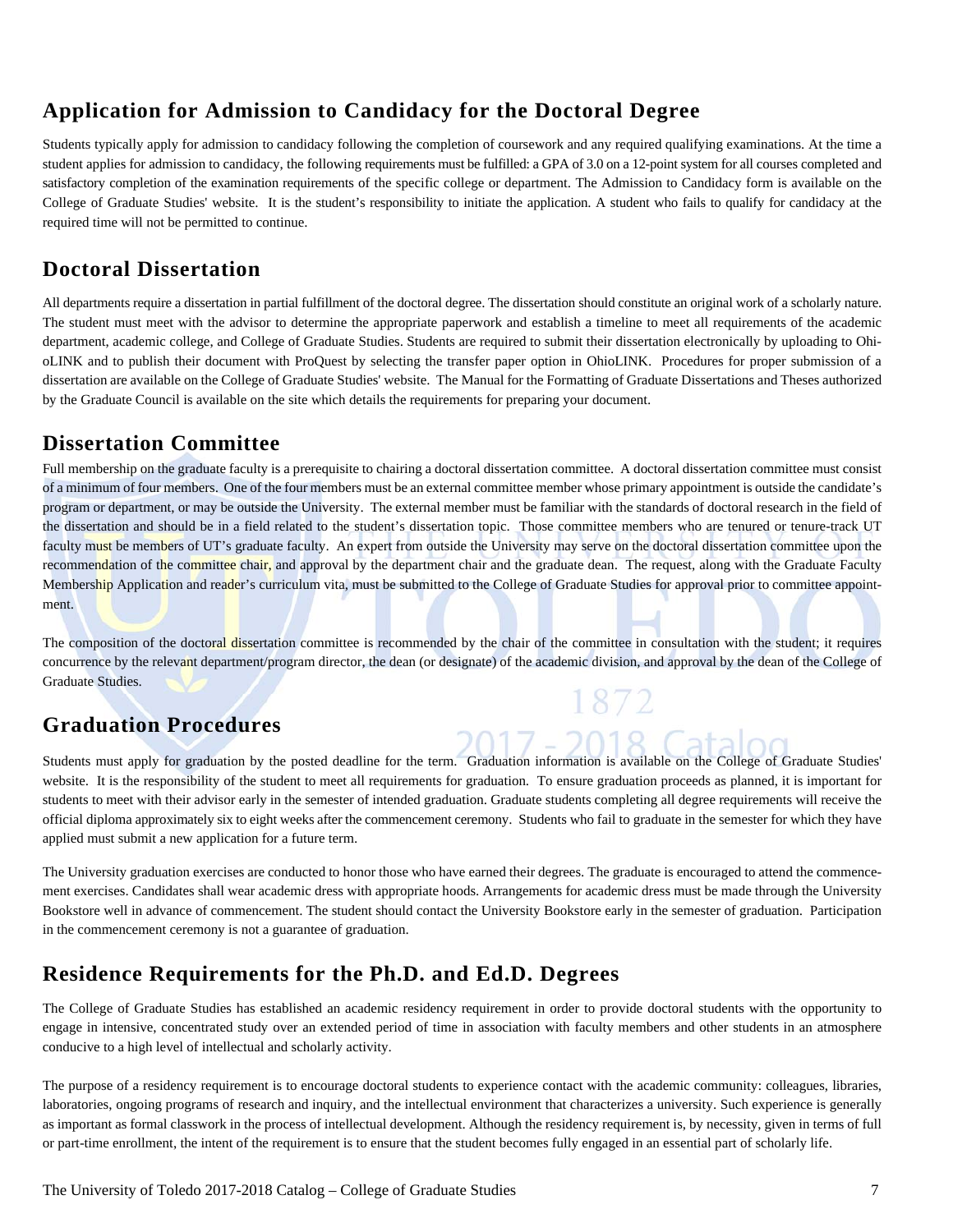## Application for Admission to Candidacy for the Doctoral Degree

Students typically apply for admission to candidacy following the completion of coursework and any required qualifying examinations. At the time a student applies for admission to candidacy, the following requirements must be fulfilled: a GPA of 3.0 on a 12-point system for all courses completed and satisfactory completion of the examination requirements of the specific college or department. The Admission to Candidacy form is available on the College of Graduate Studies' website. It is the student's responsibility to initiate the application. A student who fails to qualify for candidacy at the required time will not be permitted to continue.

## Doctoral Dissertation

All departments require a dissertation in partial fulfillment of the doctoral degree. The dissertation should constitute an original work of a scholarly nature. The student must meet with the advisor to determine the appropriate paperwork and establish a timeline to meet all requirements of the academic department, academic college, and College of Graduate Studies. Students are required to submit their dissertation electronically by uploading to OhioLINK and to publish their document with ProQuest by selecting the transfer paper option in OhioLINK. Procedures for proper submission of a dissertation are available on the College of Graduate Studies' website. The Manual for the Formatting of Graduate Dissertations and Theses authorized by the Graduate Council is available on the site which details the requirements for preparing your document.

## Dissertation Committee

Full membership on the graduate faculty is a prerequisite to chairing a doctoral dissertation committee. A doctoral dissertation committee must consist of a minimum of four members. One of the four members must be an external committee member whose primary appointment is outside the candidate's program or department, or may be outside the University. The external member must be familiar with the standards of doctoral research in the field of the dissertation and should be in a field related to the student's dissertation topic. Those committee members who are tenured or tenure-track UT faculty must be members of UT's graduate faculty. An expert from outside the University may serve on the doctoral dissertation committee upon the recommendation of the committee chair, and approval by the department chair and the graduate dean. The request, along with the Graduate Faculty Membership Application and reader's curriculum vita, must be submitted to the College of Graduate Studies for approval prior to committee appointment.

The composition of the doctoral dissertation committee is recommended by the chair of the committee in consultation with the student; it requires concurrence by the relevant department/program director, the dean (or designate) of the academic division, and approval by the dean of the College of Graduate Studies.

## Graduation Procedures

Students must apply for graduation by the posted deadline for the term. Graduation information is available on the College of Graduate Studies' website. It is the responsibility of the student to meet all requirements for graduation. To ensure graduation proceeds as planned, it is important for students to meet with their advisor early in the semester of intended graduation. Graduate students completing all degree requirements will receive the official diploma approximately six to eight weeks after the commencement ceremony. Students who fail to graduate in the semester for which they have applied must submit a new application for a future term.

The University graduation exercises are conducted to honor those who have earned their degrees. The graduate is encouraged to attend the commencement exercises. Candidates shall wear academic dress with appropriate hoods. Arrangements for academic dress must be made through the University Bookstore well in advance of commencement. The student should contact the University Bookstore early in the semester of graduation. Participation in the commencement ceremony is not a guarantee of graduation.

## Residence Requirements for the Ph.D. and Ed.D. Degrees

The College of Graduate Studies has established an academic residency requirement in order to provide doctoral students with the opportunity to engage in intensive, concentrated study over an extended period of time in association with faculty members and other students in an atmosphere conducive to a high level of intellectual and scholarly activity.

The purpose of a residency requirement is to encourage doctoral students to experience contact with the academic community: colleagues, libraries, laboratories, ongoing programs of research and inquiry, and the intellectual environment that characterizes a university. Such experience is generally as important as formal classwork in the process of intellectual development. Although the residency requirement is, by necessity, given in terms of full or part-time enrollment, the intent of the requirement is to ensure that the student becomes fully engaged in an essential part of scholarly life.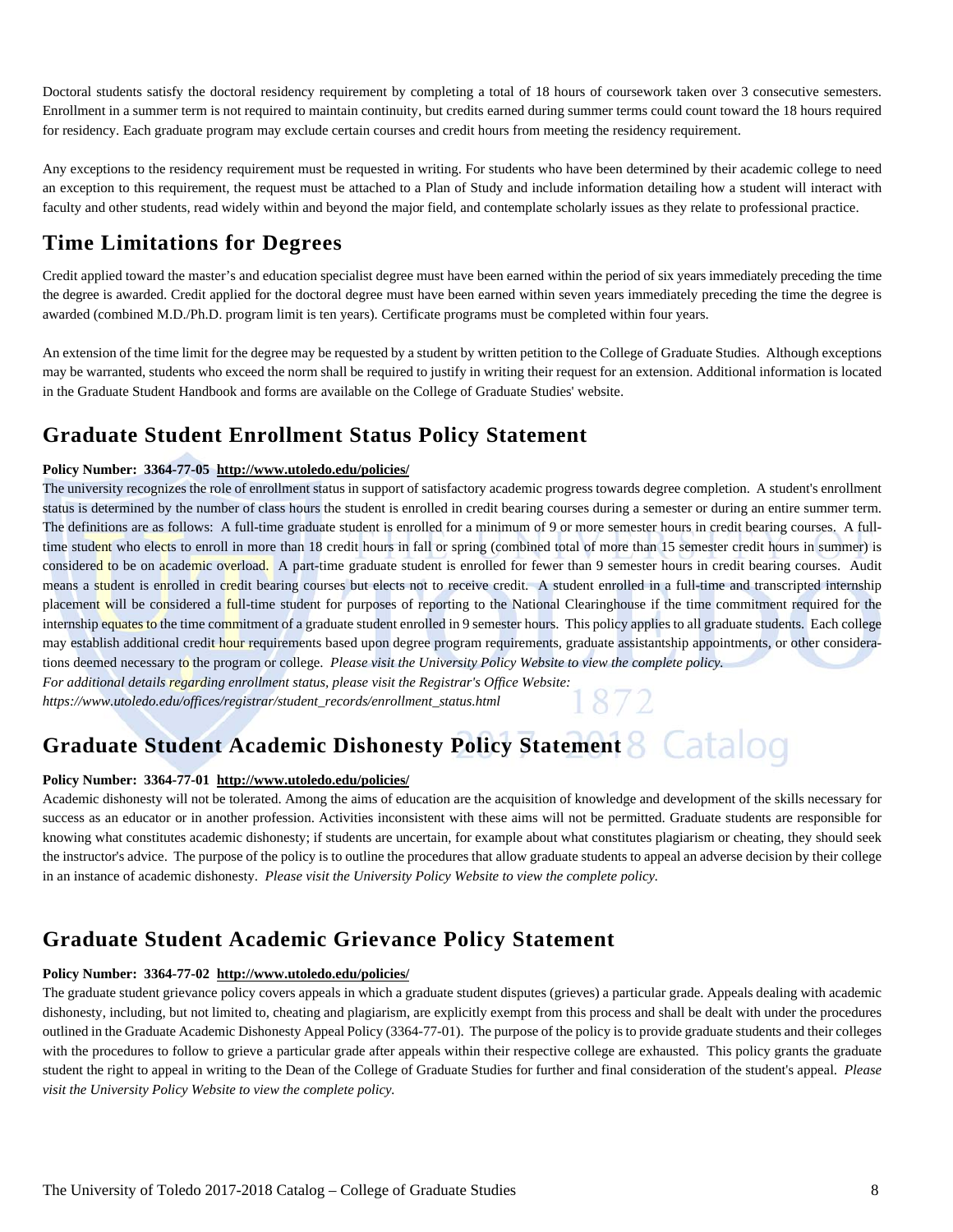Doctoral students satisfy the doctoral residency requirement by completing a total of 18 hours of coursework taken over 3 consecutive semesters. Enrollment in a summer term is not required to maintain continuity, but credits earned during summer terms could count toward the 18 hours required for residency. Each graduate program may exclude certain courses and credit hours from meeting the residency requirement.

Any exceptions to the residency requirement must be requested in writing. For students who have been determined by their academic college to need an exception to this requirement, the request must be attached to a Plan of Study and include information detailing how a student will interact with faculty and other students, read widely within and beyond the major field, and contemplate scholarly issues as they relate to professional practice.

## Time Limitations for Degrees

Credit applied toward the master's and education specialist degree must have been earned within the period of six years immediately preceding the time the degree is awarded. Credit applied for the doctoral degree must have been earned within seven years immediately preceding the time the degree is awarded (combined M.D./Ph.D. program limit is ten years). Certificate programs must be completed within four years.

An extension of the time limit for the degree may be requested by a student by written petition to the College of Graduate Studies. Although exceptions may be warranted, students who exceed the norm shall be required to justify in writing their request for an extension. Additional information is located in the Graduate Student Handbook and forms are available on the College of Graduate Studies' website.

## Graduate Student Enrollment Status Policy Statement

**Policy Number: 3364-77-05 http://www.utoledo.edu/policies/**

The university recognizes the role of enrollment status in support of satisfactory academic progress towards degree completion. A student's enrollment status is determined by the number of class hours the student is enrolled in credit bearing courses during a semester or during an entire summer term. The definitions are as follows: A full-time graduate student is enrolled for a minimum of 9 or more semester hours in credit bearing courses. A full-time student who elects to enroll in more than 18 credit hours in fall or spring (combined total of more than 15 semester credit hours in summer) is considered to be on academic overload. A part-time graduate student is enrolled for fewer than 9 semester hours in credit bearing courses. Audit means a student is enrolled in credit bearing courses but elects not to receive credit. A student enrolled in a full-time and transcripted internship placement will be considered a full-time student for purposes of reporting to the National Clearinghouse if the time commitment required for the internship equates to the time commitment of a graduate student enrolled in 9 semester hours. This policy applies to all graduate students. Each college may establish additional credit hour requirements based upon degree program requirements, graduate assistantship appointments, or other considerations deemed necessary to the program or college. *Please visit the University Policy Website to view the complete policy.*

*For additional details regarding enrollment status, please visit the Registrar's Office Website: https://www.utoledo.edu/offices/registrar/student_records/enrollment_status.html*

## Graduate Student Academic Dishonesty Policy Statement

**Policy Number: 3364-77-01 http://www.utoledo.edu/policies/**

Academic dishonesty will not be tolerated. Among the aims of education are the acquisition of knowledge and development of the skills necessary for success as an educator or in another profession. Activities inconsistent with these aims will not be permitted. Graduate students are responsible for knowing what constitutes academic dishonesty; if students are uncertain, for example about what constitutes plagiarism or cheating, they should seek the instructor's advice. The purpose of the policy is to outline the procedures that allow graduate students to appeal an adverse decision by their college in an instance of academic dishonesty. *Please visit the University Policy Website to view the complete policy.*

## Graduate Student Academic Grievance Policy Statement

**Policy Number: 3364-77-02 http://www.utoledo.edu/policies/**

The graduate student grievance policy covers appeals in which a graduate student disputes (grieves) a particular grade. Appeals dealing with academic dishonesty, including, but not limited to, cheating and plagiarism, are explicitly exempt from this process and shall be dealt with under the procedures outlined in the Graduate Academic Dishonesty Appeal Policy (3364-77-01). The purpose of the policy is to provide graduate students and their colleges with the procedures to follow to grieve a particular grade after appeals within their respective college are exhausted. This policy grants the graduate student the right to appeal in writing to the Dean of the College of Graduate Studies for further and final consideration of the student's appeal. *Please visit the University Policy Website to view the complete policy.*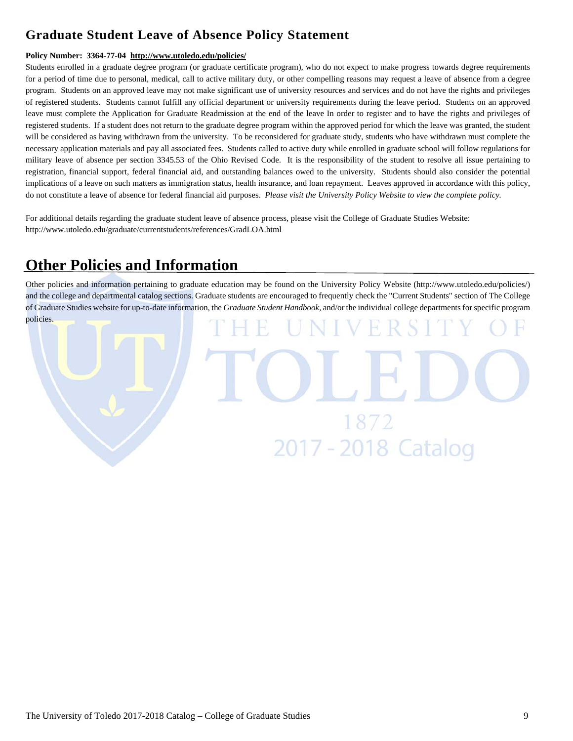## Graduate Student Leave of Absence Policy Statement

**Policy Number: 3364-77-04** **http://www.utoledo.edu/policies/**

Students enrolled in a graduate degree program (or graduate certificate program), who do not expect to make progress towards degree requirements for a period of time due to personal, medical, call to active military duty, or other compelling reasons may request a leave of absence from a degree program. Students on an approved leave may not make significant use of university resources and services and do not have the rights and privileges of registered students. Students cannot fulfill any official department or university requirements during the leave period. Students on an approved leave must complete the Application for Graduate Readmission at the end of the leave In order to register and to have the rights and privileges of registered students. If a student does not return to the graduate degree program within the approved period for which the leave was granted, the student will be considered as having withdrawn from the university. To be reconsidered for graduate study, students who have withdrawn must complete the necessary application materials and pay all associated fees. Students called to active duty while enrolled in graduate school will follow regulations for military leave of absence per section 3345.53 of the Ohio Revised Code. It is the responsibility of the student to resolve all issue pertaining to registration, financial support, federal financial aid, and outstanding balances owed to the university. Students should also consider the potential implications of a leave on such matters as immigration status, health insurance, and loan repayment. Leaves approved in accordance with this policy, do not constitute a leave of absence for federal financial aid purposes. *Please visit the University Policy Website to view the complete policy.*

For additional details regarding the graduate student leave of absence process, please visit the College of Graduate Studies Website: http://www.utoledo.edu/graduate/currentstudents/references/GradLOA.html

# Other Policies and Information

Other policies and information pertaining to graduate education may be found on the University Policy Website (http://www.utoledo.edu/policies/) and the college and departmental catalog sections. Graduate students are encouraged to frequently check the "Current Students" section of The College of Graduate Studies website for up-to-date information, the *Graduate Student Handbook*, and/or the individual college departments for specific program policies.